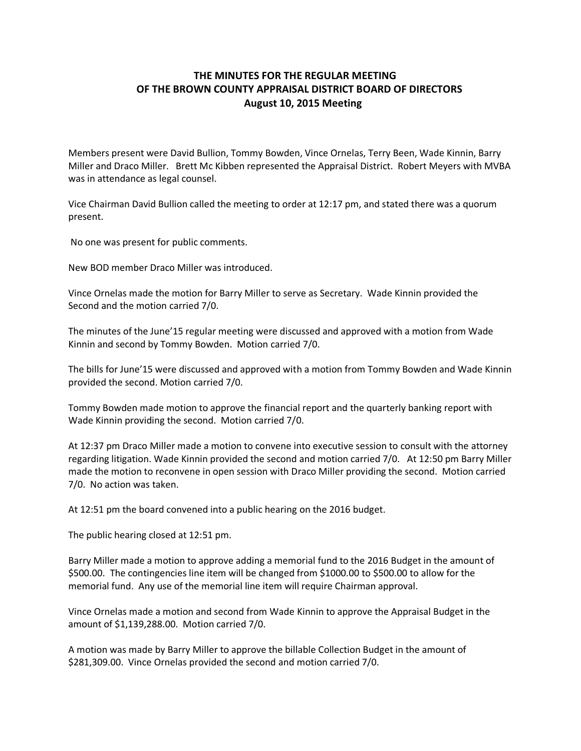# THE MINUTES FOR THE REGULAR MEETING OF THE BROWN COUNTY APPRAISAL DISTRICT BOARD OF DIRECTORS
## August 10, 2015 Meeting

Members present were David Bullion, Tommy Bowden, Vince Ornelas, Terry Been, Wade Kinnin, Barry Miller and Draco Miller. Brett Mc Kibben represented the Appraisal District. Robert Meyers with MVBA was in attendance as legal counsel.

Vice Chairman David Bullion called the meeting to order at 12:17 pm, and stated there was a quorum present.

No one was present for public comments.

New BOD member Draco Miller was introduced.

Vince Ornelas made the motion for Barry Miller to serve as Secretary. Wade Kinnin provided the Second and the motion carried 7/0.

The minutes of the June'15 regular meeting were discussed and approved with a motion from Wade Kinnin and second by Tommy Bowden. Motion carried 7/0.

The bills for June'15 were discussed and approved with a motion from Tommy Bowden and Wade Kinnin provided the second. Motion carried 7/0.

Tommy Bowden made motion to approve the financial report and the quarterly banking report with Wade Kinnin providing the second. Motion carried 7/0.

At 12:37 pm Draco Miller made a motion to convene into executive session to consult with the attorney regarding litigation. Wade Kinnin provided the second and motion carried 7/0. At 12:50 pm Barry Miller made the motion to reconvene in open session with Draco Miller providing the second. Motion carried 7/0. No action was taken.

At 12:51 pm the board convened into a public hearing on the 2016 budget.

The public hearing closed at 12:51 pm.

Barry Miller made a motion to approve adding a memorial fund to the 2016 Budget in the amount of $500.00. The contingencies line item will be changed from $1000.00 to $500.00 to allow for the memorial fund. Any use of the memorial line item will require Chairman approval.

Vince Ornelas made a motion and second from Wade Kinnin to approve the Appraisal Budget in the amount of $1,139,288.00. Motion carried 7/0.

A motion was made by Barry Miller to approve the billable Collection Budget in the amount of $281,309.00. Vince Ornelas provided the second and motion carried 7/0.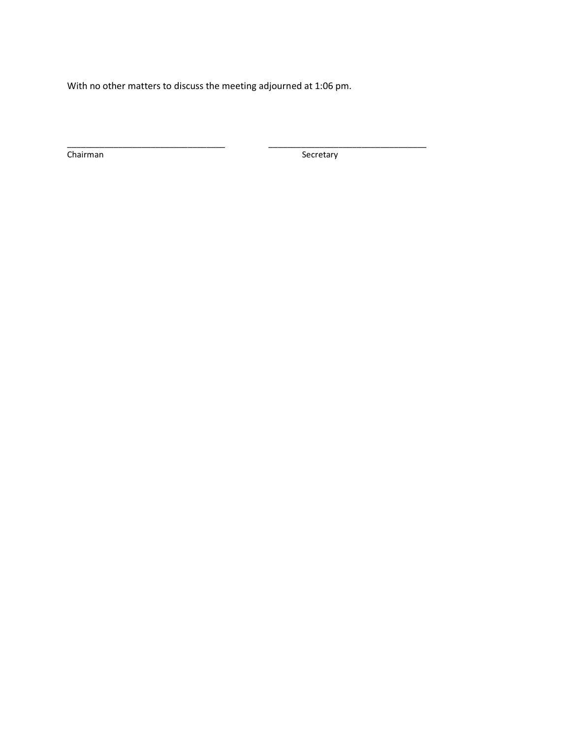With no other matters to discuss the meeting adjourned at 1:06 pm.

_________________________________ _________________________________

Chairman Secretary